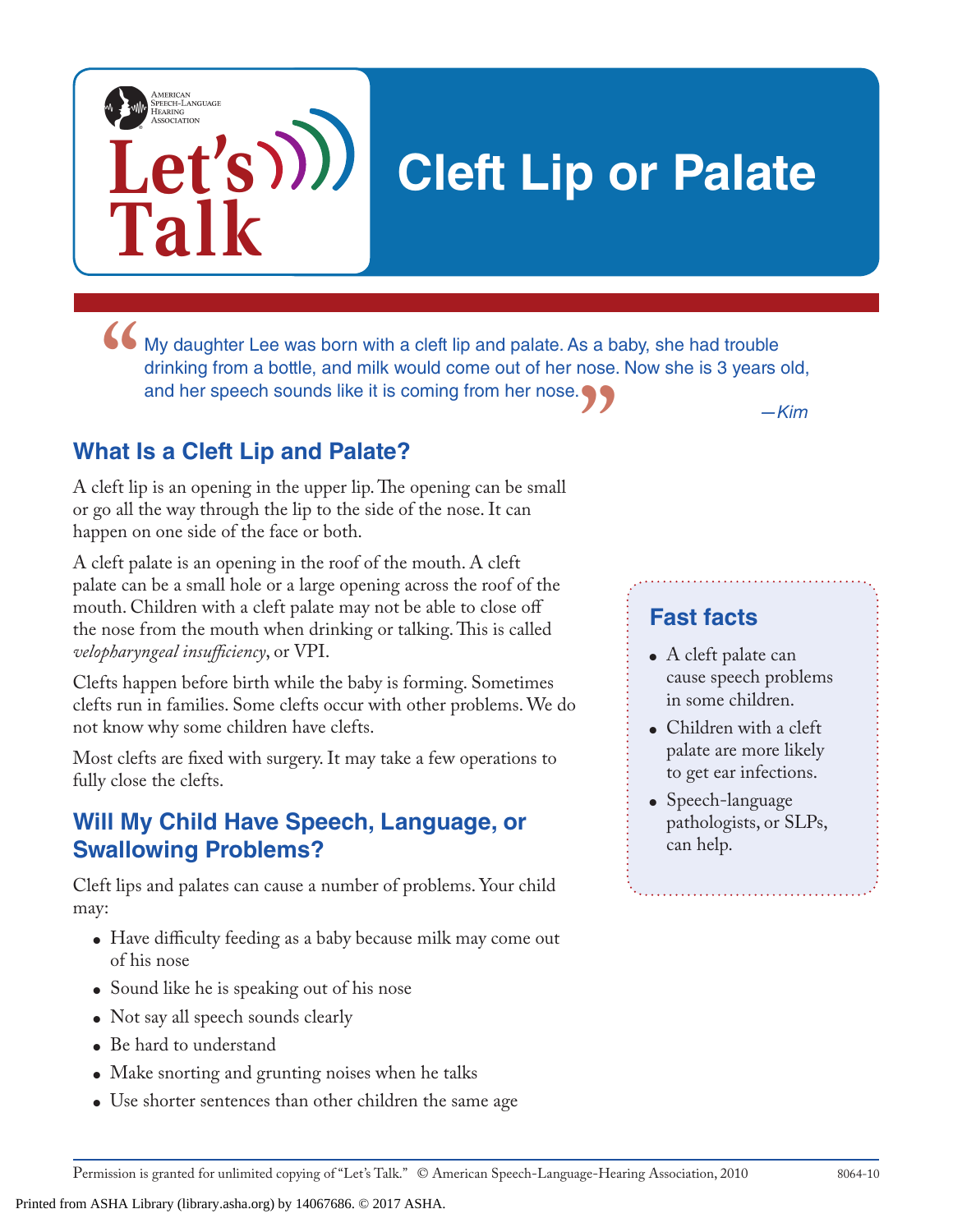# Cleft Lip or Palate

> My daughter Lee was born with a cleft lip and palate. As a baby, she had trouble drinking from a bottle, and milk would come out of her nose. Now she is 3 years old, and her speech sounds like it is coming from her nose.
>
> *—Kim*

## What Is a Cleft Lip and Palate?

A cleft lip is an opening in the upper lip. The opening can be small or go all the way through the lip to the side of the nose. It can happen on one side of the face or both.

A cleft palate is an opening in the roof of the mouth. A cleft palate can be a small hole or a large opening across the roof of the mouth. Children with a cleft palate may not be able to close off the nose from the mouth when drinking or talking. This is called *velopharyngeal insufficiency*, or VPI.

Clefts happen before birth while the baby is forming. Sometimes clefts run in families. Some clefts occur with other problems. We do not know why some children have clefts.

Most clefts are fixed with surgery. It may take a few operations to fully close the clefts.

## Will My Child Have Speech, Language, or Swallowing Problems?

Cleft lips and palates can cause a number of problems. Your child may:

- Have difficulty feeding as a baby because milk may come out of his nose
- Sound like he is speaking out of his nose
- Not say all speech sounds clearly
- Be hard to understand
- Make snorting and grunting noises when he talks
- Use shorter sentences than other children the same age

### Fast facts

- A cleft palate can cause speech problems in some children.
- Children with a cleft palate are more likely to get ear infections.
- Speech-language pathologists, or SLPs, can help.

Permission is granted for unlimited copying of "Let's Talk." © American Speech-Language-Hearing Association, 2010 8064-10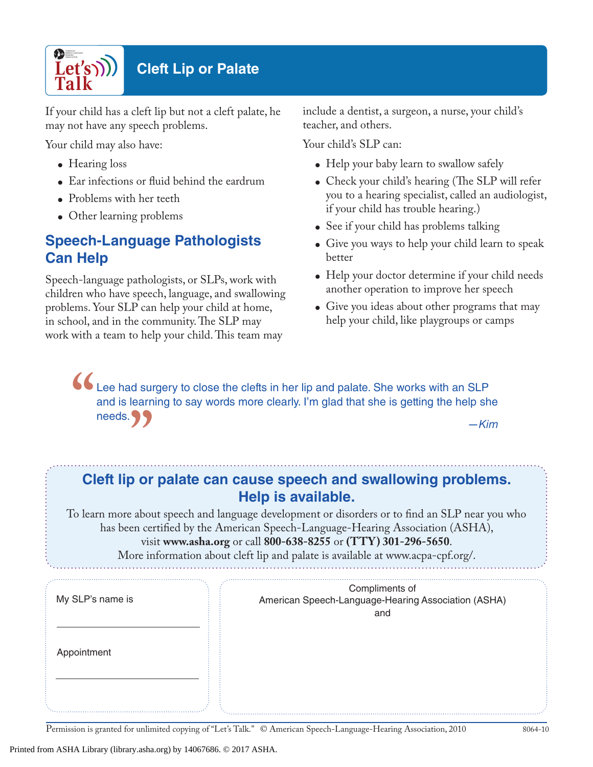# Cleft Lip or Palate

If your child has a cleft lip but not a cleft palate, he may not have any speech problems.

Your child may also have:

- Hearing loss
- Ear infections or fluid behind the eardrum
- Problems with her teeth
- Other learning problems

## Speech-Language Pathologists Can Help

Speech-language pathologists, or SLPs, work with children who have speech, language, and swallowing problems. Your SLP can help your child at home, in school, and in the community. The SLP may work with a team to help your child. This team may include a dentist, a surgeon, a nurse, your child's teacher, and others.

Your child's SLP can:

- Help your baby learn to swallow safely
- Check your child's hearing (The SLP will refer you to a hearing specialist, called an audiologist, if your child has trouble hearing.)
- See if your child has problems talking
- Give you ways to help your child learn to speak better
- Help your doctor determine if your child needs another operation to improve her speech
- Give you ideas about other programs that may help your child, like playgroups or camps

> "Lee had surgery to close the clefts in her lip and palate. She works with an SLP and is learning to say words more clearly. I'm glad that she is getting the help she needs."
>
> —*Kim*

## Cleft lip or palate can cause speech and swallowing problems. Help is available.

To learn more about speech and language development or disorders or to find an SLP near you who has been certified by the American Speech-Language-Hearing Association (ASHA), visit **www.asha.org** or call **800-638-8255** or **(TTY) 301-296-5650**. More information about cleft lip and palate is available at www.acpa-cpf.org/.

My SLP's name is

\_\_\_\_\_\_\_\_\_\_\_\_\_\_\_\_\_\_\_\_

Appointment

\_\_\_\_\_\_\_\_\_\_\_\_\_\_\_\_\_\_\_\_

Compliments of
American Speech-Language-Hearing Association (ASHA)
and

Permission is granted for unlimited copying of "Let's Talk." © American Speech-Language-Hearing Association, 2010 8064-10

Printed from ASHA Library (library.asha.org) by 14067686. © 2017 ASHA.